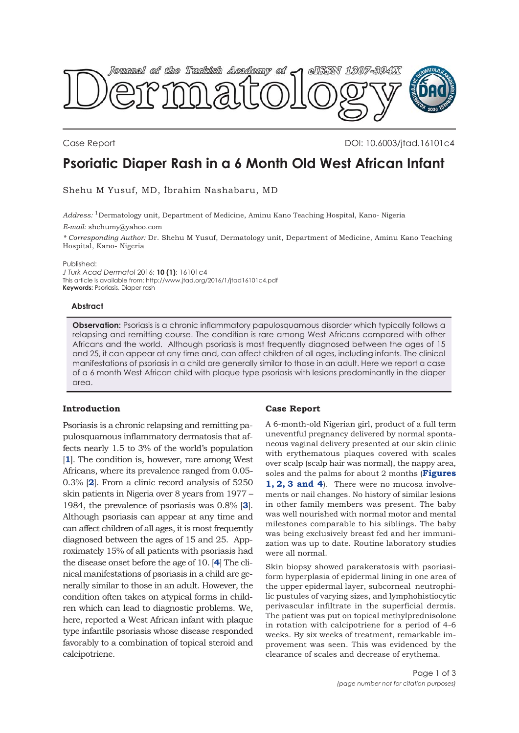Case Report

DOI: 10.6003/jtad.16101c4

# Psoriatic Diaper Rash in a 6 Month Old West African Infant

Shehu M Yusuf, MD, İbrahim Nashabaru, MD

*Address:* [1]Dermatology unit, Department of Medicine, Aminu Kano Teaching Hospital, Kano- Nigeria

*E-mail:* shehumy@yahoo.com

*\* Corresponding Author:* Dr. Shehu M Yusuf, Dermatology unit, Department of Medicine, Aminu Kano Teaching Hospital, Kano- Nigeria

Published:

*J Turk Acad Dermatol* 2016; **10 (1)**: 16101c4

This article is available from: http://www.jtad.org/2016/1/jtad16101c4.pdf

**Keywords:** Psoriasis, Diaper rash

### Abstract

**Observation:** Psoriasis is a chronic inflammatory papulosquamous disorder which typically follows a relapsing and remitting course. The condition is rare among West Africans compared with other Africans and the world. Although psoriasis is most frequently diagnosed between the ages of 15 and 25, it can appear at any time and, can affect children of all ages, including infants. The clinical manifestations of psoriasis in a child are generally similar to those in an adult. Here we report a case of a 6 month West African child with plaque type psoriasis with lesions predominantly in the diaper area.

## Introduction

Psoriasis is a chronic relapsing and remitting papulosquamous inflammatory dermatosis that affects nearly 1.5 to 3% of the world's population [**1**]. The condition is, however, rare among West Africans, where its prevalence ranged from 0.05-0.3% [**2**]. From a clinic record analysis of 5250 skin patients in Nigeria over 8 years from 1977 – 1984, the prevalence of psoriasis was 0.8% [**3**]. Although psoriasis can appear at any time and can affect children of all ages, it is most frequently diagnosed between the ages of 15 and 25. Approximately 15% of all patients with psoriasis had the disease onset before the age of 10. [**4**] The clinical manifestations of psoriasis in a child are generally similar to those in an adult. However, the condition often takes on atypical forms in children which can lead to diagnostic problems. We, here, reported a West African infant with plaque type infantile psoriasis whose disease responded favorably to a combination of topical steroid and calcipotriene.

## Case Report

A 6-month-old Nigerian girl, product of a full term uneventful pregnancy delivered by normal spontaneous vaginal delivery presented at our skin clinic with erythematous plaques covered with scales over scalp (scalp hair was normal), the nappy area, soles and the palms for about 2 months (**Figures 1, 2, 3 and 4**). There were no mucosa involvements or nail changes. No history of similar lesions in other family members was present. The baby was well nourished with normal motor and mental milestones comparable to his siblings. The baby was being exclusively breast fed and her immunization was up to date. Routine laboratory studies were all normal.

Skin biopsy showed parakeratosis with psoriasiform hyperplasia of epidermal lining in one area of the upper epidermal layer, subcorneal neutrophilic pustules of varying sizes, and lymphohistiocytic perivascular infiltrate in the superficial dermis. The patient was put on topical methylprednisolone in rotation with calcipotriene for a period of 4-6 weeks. By six weeks of treatment, remarkable improvement was seen. This was evidenced by the clearance of scales and decrease of erythema.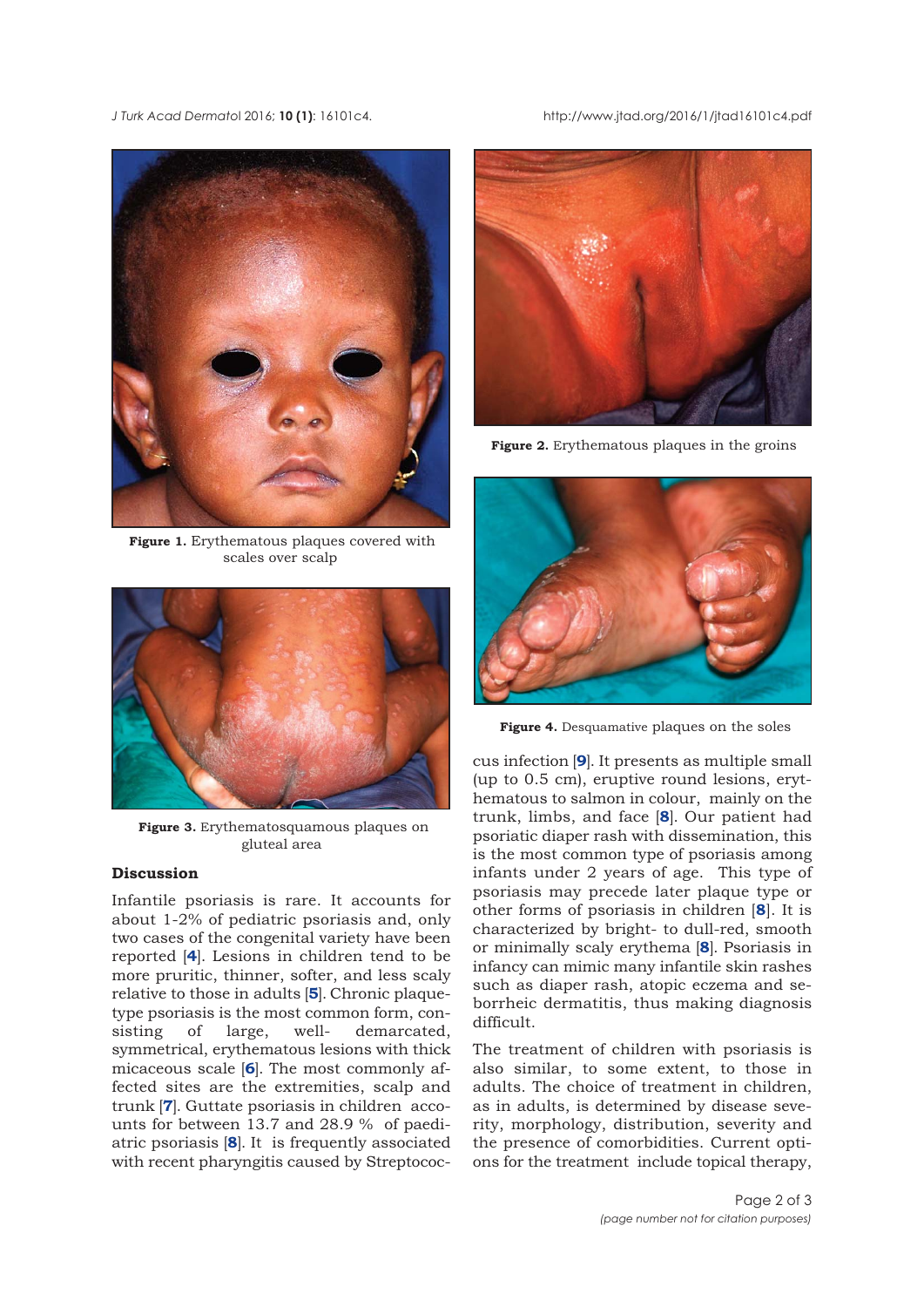Figure 1. Erythematous plaques covered with scales over scalp

Figure 2. Erythematous plaques in the groins

Figure 3. Erythematosquamous plaques on gluteal area

Figure 4. Desquamative plaques on the soles

## Discussion

Infantile psoriasis is rare. It accounts for about 1-2% of pediatric psoriasis and, only two cases of the congenital variety have been reported [4]. Lesions in children tend to be more pruritic, thinner, softer, and less scaly relative to those in adults [5]. Chronic plaque-type psoriasis is the most common form, consisting of large, well-demarcated, symmetrical, erythematous lesions with thick micaceous scale [6]. The most commonly affected sites are the extremities, scalp and trunk [7]. Guttate psoriasis in children accounts for between 13.7 and 28.9 % of paediatric psoriasis [8]. It is frequently associated with recent pharyngitis caused by Streptococcus infection [9]. It presents as multiple small (up to 0.5 cm), eruptive round lesions, erythematous to salmon in colour, mainly on the trunk, limbs, and face [8]. Our patient had psoriatic diaper rash with dissemination, this is the most common type of psoriasis among infants under 2 years of age. This type of psoriasis may precede later plaque type or other forms of psoriasis in children [8]. It is characterized by bright- to dull-red, smooth or minimally scaly erythema [8]. Psoriasis in infancy can mimic many infantile skin rashes such as diaper rash, atopic eczema and seborrheic dermatitis, thus making diagnosis difficult.

The treatment of children with psoriasis is also similar, to some extent, to those in adults. The choice of treatment in children, as in adults, is determined by disease severity, morphology, distribution, severity and the presence of comorbidities. Current options for the treatment include topical therapy,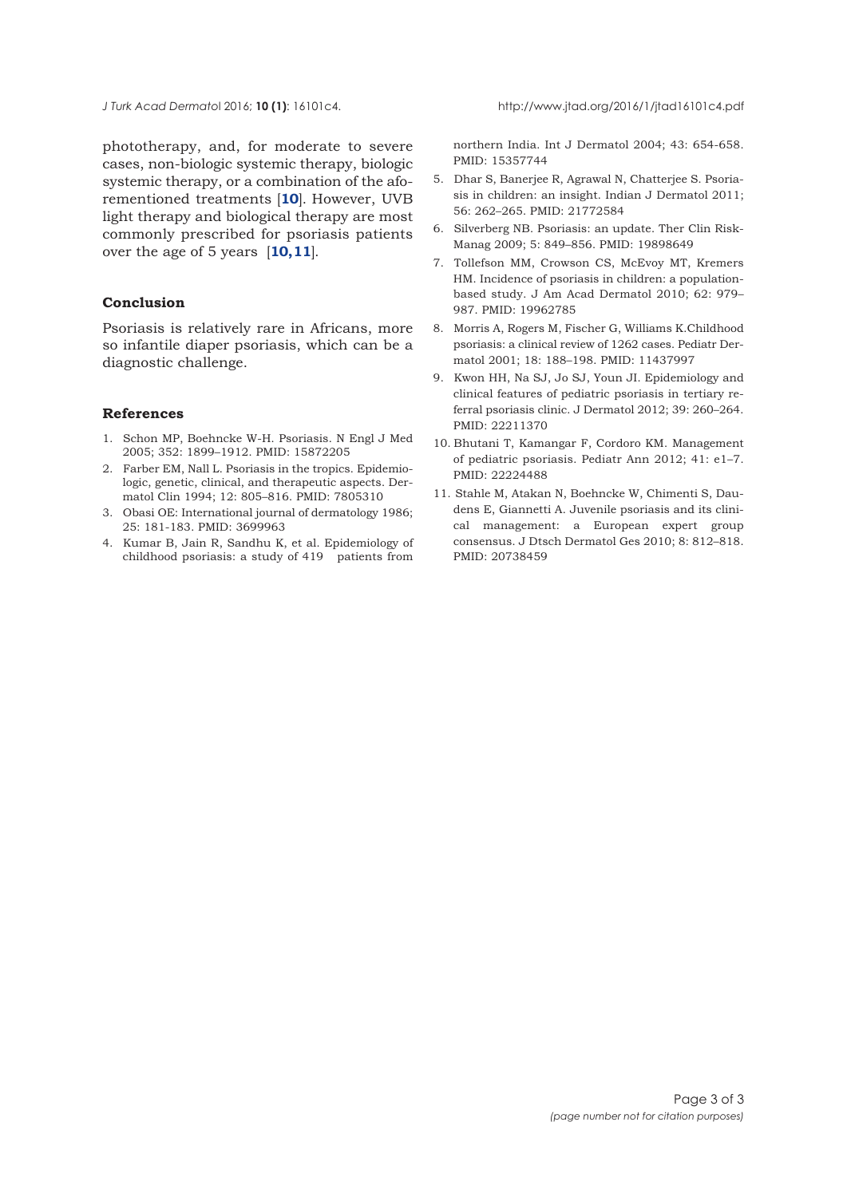phototherapy, and, for moderate to severe cases, non-biologic systemic therapy, biologic systemic therapy, or a combination of the aforementioned treatments [**10**]. However, UVB light therapy and biological therapy are most commonly prescribed for psoriasis patients over the age of 5 years [**10,11**].

## Conclusion

Psoriasis is relatively rare in Africans, more so infantile diaper psoriasis, which can be a diagnostic challenge.

## References

1. Schon MP, Boehncke W-H. Psoriasis. N Engl J Med 2005; 352: 1899–1912. PMID: 15872205
2. Farber EM, Nall L. Psoriasis in the tropics. Epidemiologic, genetic, clinical, and therapeutic aspects. Dermatol Clin 1994; 12: 805–816. PMID: 7805310
3. Obasi OE: International journal of dermatology 1986; 25: 181-183. PMID: 3699963
4. Kumar B, Jain R, Sandhu K, et al. Epidemiology of childhood psoriasis: a study of 419 patients from northern India. Int J Dermatol 2004; 43: 654-658. PMID: 15357744
5. Dhar S, Banerjee R, Agrawal N, Chatterjee S. Psoriasis in children: an insight. Indian J Dermatol 2011; 56: 262–265. PMID: 21772584
6. Silverberg NB. Psoriasis: an update. Ther Clin Risk-Manag 2009; 5: 849–856. PMID: 19898649
7. Tollefson MM, Crowson CS, McEvoy MT, Kremers HM. Incidence of psoriasis in children: a population-based study. J Am Acad Dermatol 2010; 62: 979–987. PMID: 19962785
8. Morris A, Rogers M, Fischer G, Williams K.Childhood psoriasis: a clinical review of 1262 cases. Pediatr Dermatol 2001; 18: 188–198. PMID: 11437997
9. Kwon HH, Na SJ, Jo SJ, Youn JI. Epidemiology and clinical features of pediatric psoriasis in tertiary referral psoriasis clinic. J Dermatol 2012; 39: 260–264. PMID: 22211370
10. Bhutani T, Kamangar F, Cordoro KM. Management of pediatric psoriasis. Pediatr Ann 2012; 41: e1–7. PMID: 22224488
11. Stahle M, Atakan N, Boehncke W, Chimenti S, Daudens E, Giannetti A. Juvenile psoriasis and its clinical management: a European expert group consensus. J Dtsch Dermatol Ges 2010; 8: 812–818. PMID: 20738459